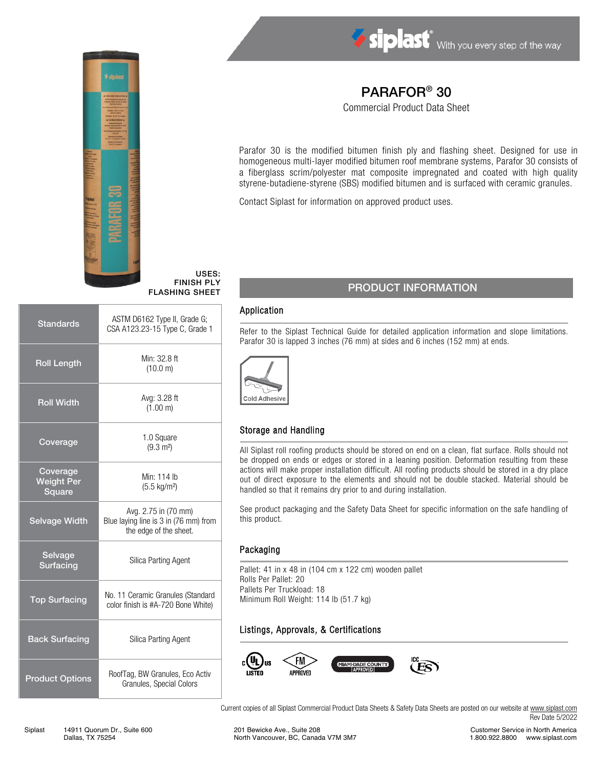siplast® With you every step of the way

# PARAFOR® 30

Commercial Product Data Sheet

Parafor 30 is the modified bitumen finish ply and flashing sheet. Designed for use in homogeneous multi-layer modified bitumen roof membrane systems, Parafor 30 consists of a fiberglass scrim/polyester mat composite impregnated and coated with high quality styrene-butadiene-styrene (SBS) modified bitumen and is surfaced with ceramic granules.

Contact Siplast for information on approved product uses.

**USES:**
**FINISH PLY**
**FLASHING SHEET**

| | |
|---|---|
| **Standards** | ASTM D6162 Type II, Grade G; CSA A123.23-15 Type C, Grade 1 |
| **Roll Length** | Min: 32.8 ft (10.0 m) |
| **Roll Width** | Avg: 3.28 ft (1.00 m) |
| **Coverage** | 1.0 Square (9.3 m²) |
| **Coverage Weight Per Square** | Min: 114 lb (5.5 kg/m²) |
| **Selvage Width** | Avg. 2.75 in (70 mm) Blue laying line is 3 in (76 mm) from the edge of the sheet. |
| **Selvage Surfacing** | Silica Parting Agent |
| **Top Surfacing** | No. 11 Ceramic Granules (Standard color finish is #A-720 Bone White) |
| **Back Surfacing** | Silica Parting Agent |
| **Product Options** | RoofTag, BW Granules, Eco Activ Granules, Special Colors |

## PRODUCT INFORMATION

### Application

Refer to the Siplast Technical Guide for detailed application information and slope limitations. Parafor 30 is lapped 3 inches (76 mm) at sides and 6 inches (152 mm) at ends.

Cold Adhesive

### Storage and Handling

All Siplast roll roofing products should be stored on end on a clean, flat surface. Rolls should not be dropped on ends or edges or stored in a leaning position. Deformation resulting from these actions will make proper installation difficult. All roofing products should be stored in a dry place out of direct exposure to the elements and should not be double stacked. Material should be handled so that it remains dry prior to and during installation.

See product packaging and the Safety Data Sheet for specific information on the safe handling of this product.

### Packaging

Pallet: 41 in x 48 in (104 cm x 122 cm) wooden pallet
Rolls Per Pallet: 20
Pallets Per Truckload: 18
Minimum Roll Weight: 114 lb (51.7 kg)

### Listings, Approvals, & Certifications

c UL us LISTED — FM APPROVED — MIAMI-DADE COUNTY APPROVED — ICC ES

Current copies of all Siplast Commercial Product Data Sheets & Safety Data Sheets are posted on our website at www.siplast.com

Rev Date 5/2022

Siplast 14911 Quorum Dr., Suite 600 Dallas, TX 75254 | 201 Bewicke Ave., Suite 208 North Vancouver, BC, Canada V7M 3M7 | Customer Service in North America 1.800.922.8800 www.siplast.com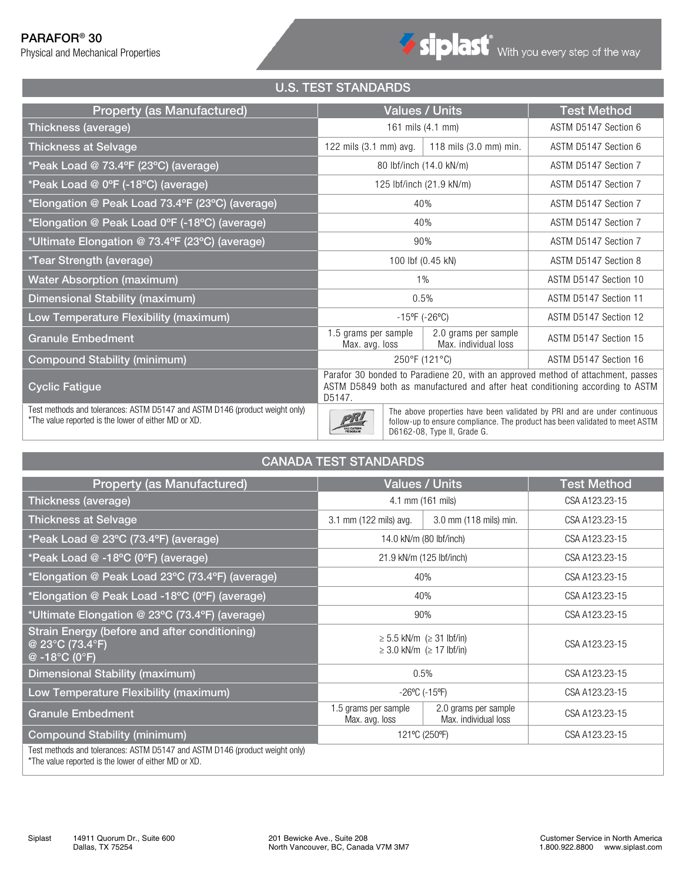**PARAFOR® 30**
Physical and Mechanical Properties

siplast With you every step of the way

## U.S. TEST STANDARDS

| Property (as Manufactured) | Values / Units | | Test Method |
|---|---|---|---|
| Thickness (average) | 161 mils (4.1 mm) | | ASTM D5147 Section 6 |
| Thickness at Selvage | 122 mils (3.1 mm) avg. | 118 mils (3.0 mm) min. | ASTM D5147 Section 6 |
| *Peak Load @ 73.4ºF (23ºC) (average) | 80 lbf/inch (14.0 kN/m) | | ASTM D5147 Section 7 |
| *Peak Load @ 0ºF (-18ºC) (average) | 125 lbf/inch (21.9 kN/m) | | ASTM D5147 Section 7 |
| *Elongation @ Peak Load 73.4ºF (23ºC) (average) | 40% | | ASTM D5147 Section 7 |
| *Elongation @ Peak Load 0ºF (-18ºC) (average) | 40% | | ASTM D5147 Section 7 |
| *Ultimate Elongation @ 73.4ºF (23ºC) (average) | 90% | | ASTM D5147 Section 7 |
| *Tear Strength (average) | 100 lbf (0.45 kN) | | ASTM D5147 Section 8 |
| Water Absorption (maximum) | 1% | | ASTM D5147 Section 10 |
| Dimensional Stability (maximum) | 0.5% | | ASTM D5147 Section 11 |
| Low Temperature Flexibility (maximum) | -15ºF (-26ºC) | | ASTM D5147 Section 12 |
| Granule Embedment | 1.5 grams per sample Max. avg. loss | 2.0 grams per sample Max. individual loss | ASTM D5147 Section 15 |
| Compound Stability (minimum) | 250°F (121°C) | | ASTM D5147 Section 16 |
| Cyclic Fatigue | Parafor 30 bonded to Paradiene 20, with an approved method of attachment, passes ASTM D5849 both as manufactured and after heat conditioning according to ASTM D5147. | | |

Test methods and tolerances: ASTM D5147 and ASTM D146 (product weight only)
*The value reported is the lower of either MD or XD.

PRI VALIDATION PROGRAM — The above properties have been validated by PRI and are under continuous follow-up to ensure compliance. The product has been validated to meet ASTM D6162-08, Type II, Grade G.

## CANADA TEST STANDARDS

| Property (as Manufactured) | Values / Units | | Test Method |
|---|---|---|---|
| Thickness (average) | 4.1 mm (161 mils) | | CSA A123.23-15 |
| Thickness at Selvage | 3.1 mm (122 mils) avg. | 3.0 mm (118 mils) min. | CSA A123.23-15 |
| *Peak Load @ 23ºC (73.4ºF) (average) | 14.0 kN/m (80 lbf/inch) | | CSA A123.23-15 |
| *Peak Load @ -18ºC (0ºF) (average) | 21.9 kN/m (125 lbf/inch) | | CSA A123.23-15 |
| *Elongation @ Peak Load 23ºC (73.4ºF) (average) | 40% | | CSA A123.23-15 |
| *Elongation @ Peak Load -18ºC (0ºF) (average) | 40% | | CSA A123.23-15 |
| *Ultimate Elongation @ 23ºC (73.4ºF) (average) | 90% | | CSA A123.23-15 |
| Strain Energy (before and after conditioning) @ 23°C (73.4°F) @ -18°C (0°F) | ≥ 5.5 kN/m (≥ 31 lbf/in) ≥ 3.0 kN/m (≥ 17 lbf/in) | | CSA A123.23-15 |
| Dimensional Stability (maximum) | 0.5% | | CSA A123.23-15 |
| Low Temperature Flexibility (maximum) | -26ºC (-15ºF) | | CSA A123.23-15 |
| Granule Embedment | 1.5 grams per sample Max. avg. loss | 2.0 grams per sample Max. individual loss | CSA A123.23-15 |
| Compound Stability (minimum) | 121ºC (250ºF) | | CSA A123.23-15 |

Test methods and tolerances: ASTM D5147 and ASTM D146 (product weight only)
*The value reported is the lower of either MD or XD.

Siplast 14911 Quorum Dr., Suite 600
Dallas, TX 75254

201 Bewicke Ave., Suite 208
North Vancouver, BC, Canada V7M 3M7

Customer Service in North America
1.800.922.8800 www.siplast.com